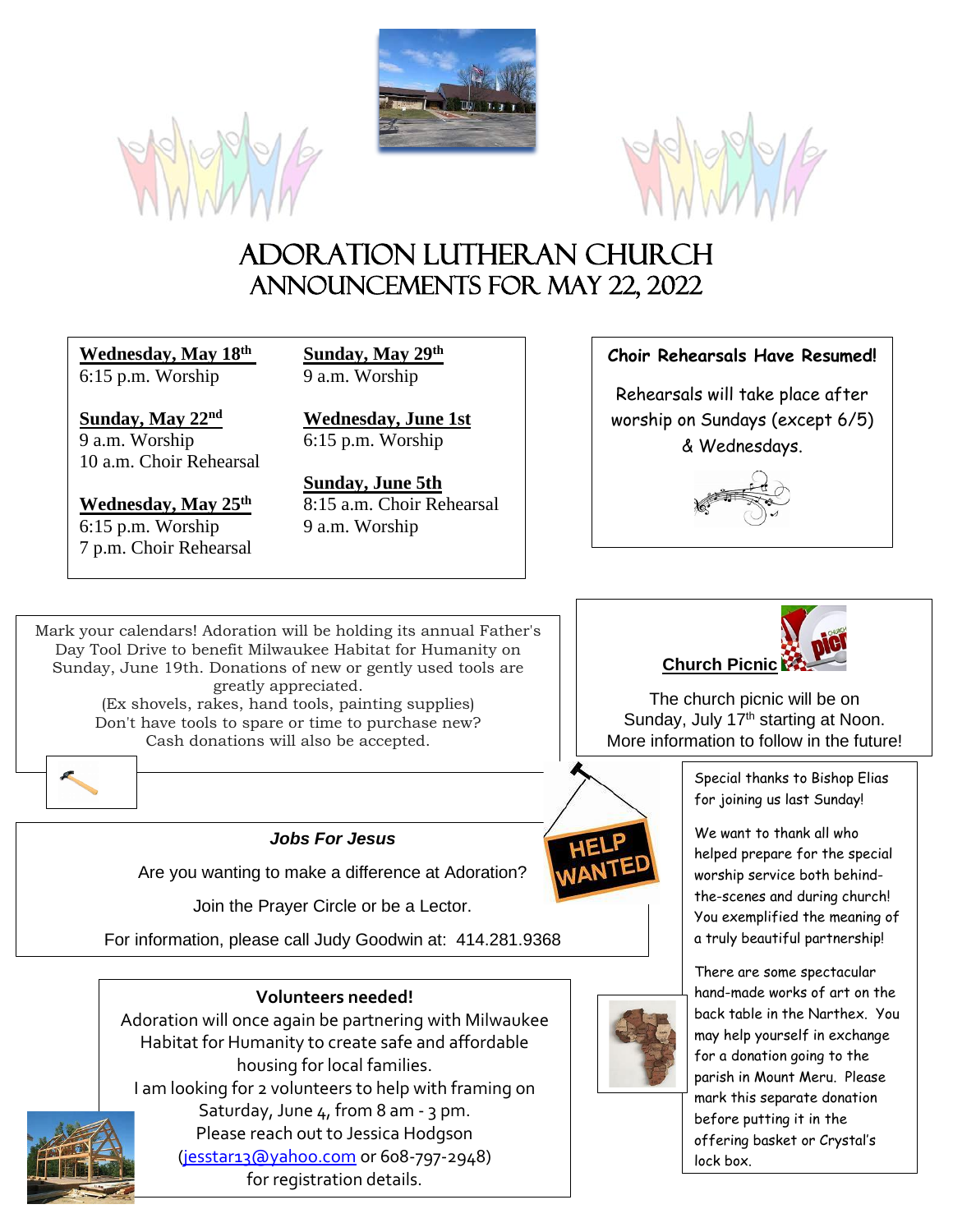# Adoration Lutheran Church
## Announcements for May 22, 2022

**Wednesday, May 18th**
6:15 p.m. Worship

**Sunday, May 22nd**
9 a.m. Worship
10 a.m. Choir Rehearsal

**Wednesday, May 25th**
6:15 p.m. Worship
7 p.m. Choir Rehearsal

**Sunday, May 29th**
9 a.m. Worship

**Wednesday, June 1st**
6:15 p.m. Worship

**Sunday, June 5th**
8:15 a.m. Choir Rehearsal
9 a.m. Worship

**Choir Rehearsals Have Resumed!**

Rehearsals will take place after worship on Sundays (except 6/5) & Wednesdays.

Mark your calendars! Adoration will be holding its annual Father's Day Tool Drive to benefit Milwaukee Habitat for Humanity on Sunday, June 19th. Donations of new or gently used tools are greatly appreciated.
(Ex shovels, rakes, hand tools, painting supplies)
Don't have tools to spare or time to purchase new?
Cash donations will also be accepted.

**Church Picnic**

The church picnic will be on Sunday, July 17th starting at Noon. More information to follow in the future!

***Jobs For Jesus***

Are you wanting to make a difference at Adoration?

Join the Prayer Circle or be a Lector.

For information, please call Judy Goodwin at: 414.281.9368

HELP WANTED

Special thanks to Bishop Elias for joining us last Sunday!

We want to thank all who helped prepare for the special worship service both behind-the-scenes and during church! You exemplified the meaning of a truly beautiful partnership!

There are some spectacular hand-made works of art on the back table in the Narthex. You may help yourself in exchange for a donation going to the parish in Mount Meru. Please mark this separate donation before putting it in the offering basket or Crystal's lock box.

**Volunteers needed!**

Adoration will once again be partnering with Milwaukee Habitat for Humanity to create safe and affordable housing for local families.
I am looking for 2 volunteers to help with framing on Saturday, June 4, from 8 am - 3 pm.
Please reach out to Jessica Hodgson (jesstar13@yahoo.com or 608-797-2948) for registration details.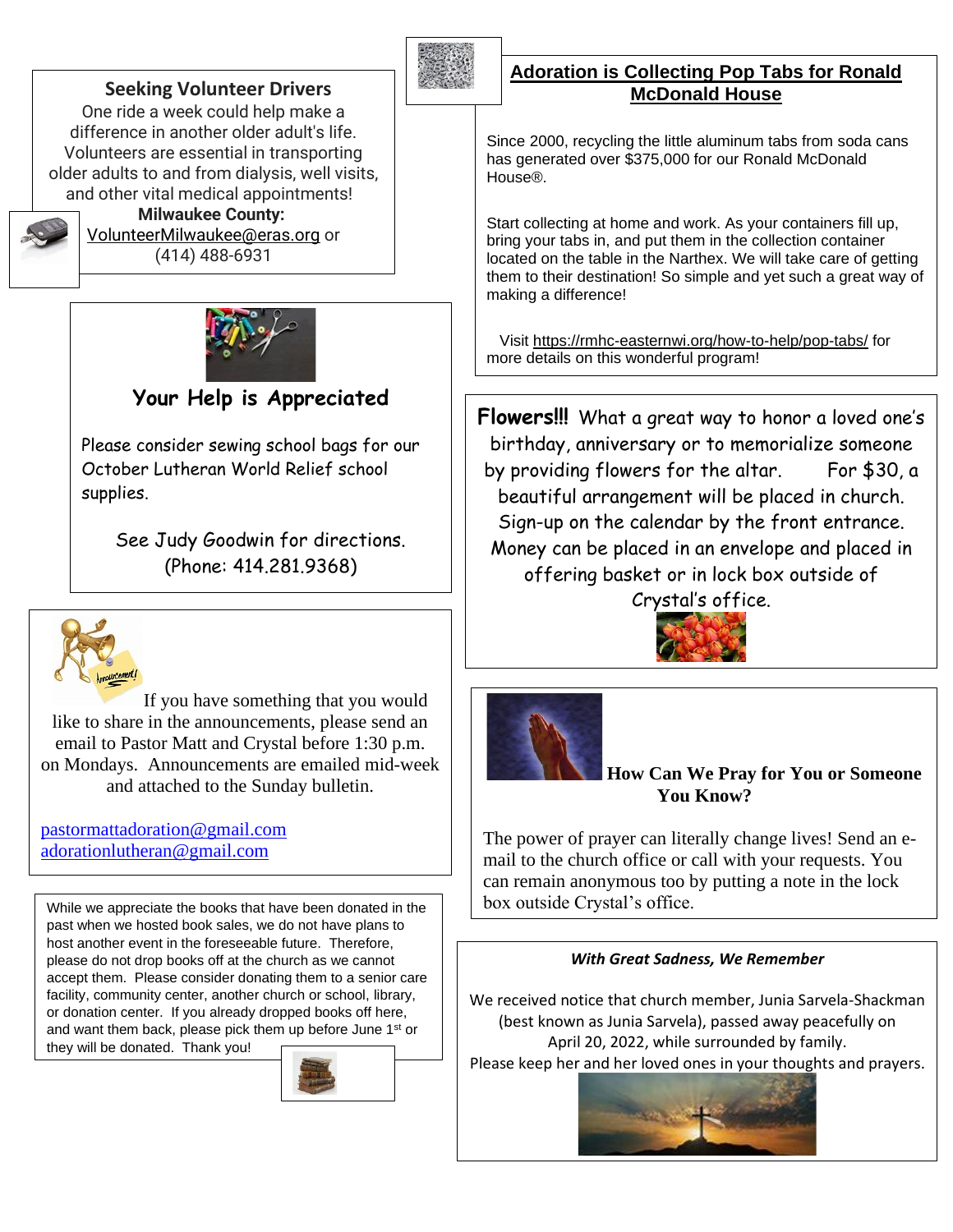## Seeking Volunteer Drivers

One ride a week could help make a difference in another older adult's life. Volunteers are essential in transporting older adults to and from dialysis, well visits, and other vital medical appointments!

**Milwaukee County:**
VolunteerMilwaukee@eras.org or (414) 488-6931

## Your Help is Appreciated

Please consider sewing school bags for our October Lutheran World Relief school supplies.

See Judy Goodwin for directions. (Phone: 414.281.9368)

If you have something that you would like to share in the announcements, please send an email to Pastor Matt and Crystal before 1:30 p.m. on Mondays. Announcements are emailed mid-week and attached to the Sunday bulletin.

pastormattadoration@gmail.com
adorationlutheran@gmail.com

While we appreciate the books that have been donated in the past when we hosted book sales, we do not have plans to host another event in the foreseeable future. Therefore, please do not drop books off at the church as we cannot accept them. Please consider donating them to a senior care facility, community center, another church or school, library, or donation center. If you already dropped books off here, and want them back, please pick them up before June 1st or they will be donated. Thank you!

## Adoration is Collecting Pop Tabs for Ronald McDonald House

Since 2000, recycling the little aluminum tabs from soda cans has generated over $375,000 for our Ronald McDonald House®.

Start collecting at home and work. As your containers fill up, bring your tabs in, and put them in the collection container located on the table in the Narthex. We will take care of getting them to their destination! So simple and yet such a great way of making a difference!

Visit https://rmhc-easternwi.org/how-to-help/pop-tabs/ for more details on this wonderful program!

**Flowers!!!** What a great way to honor a loved one's birthday, anniversary or to memorialize someone by providing flowers for the altar. For $30, a beautiful arrangement will be placed in church. Sign-up on the calendar by the front entrance. Money can be placed in an envelope and placed in offering basket or in lock box outside of Crystal's office.

## How Can We Pray for You or Someone You Know?

The power of prayer can literally change lives! Send an e-mail to the church office or call with your requests. You can remain anonymous too by putting a note in the lock box outside Crystal's office.

***With Great Sadness, We Remember***

We received notice that church member, Junia Sarvela-Shackman (best known as Junia Sarvela), passed away peacefully on April 20, 2022, while surrounded by family.
Please keep her and her loved ones in your thoughts and prayers.